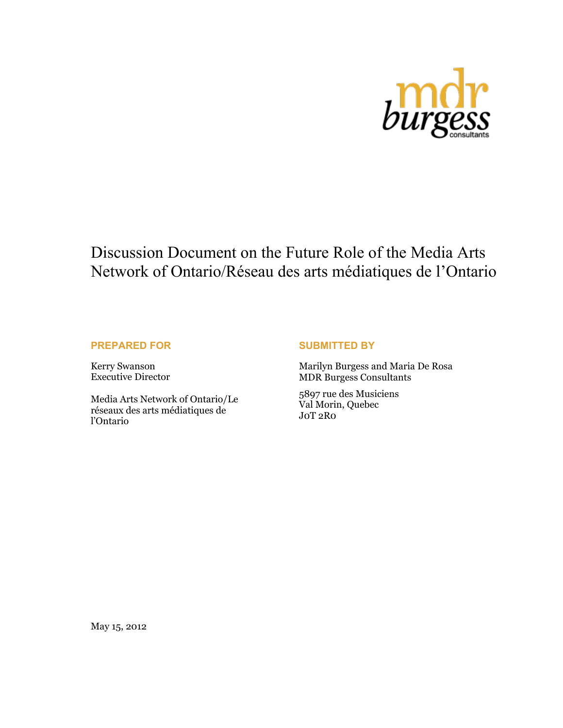mdr burgess consultants

# Discussion Document on the Future Role of the Media Arts Network of Ontario/Réseau des arts médiatiques de l'Ontario

**PREPARED FOR**

Kerry Swanson
Executive Director

Media Arts Network of Ontario/Le réseaux des arts médiatiques de l'Ontario

**SUBMITTED BY**

Marilyn Burgess and Maria De Rosa
MDR Burgess Consultants

5897 rue des Musiciens
Val Morin, Quebec
J0T 2R0

May 15, 2012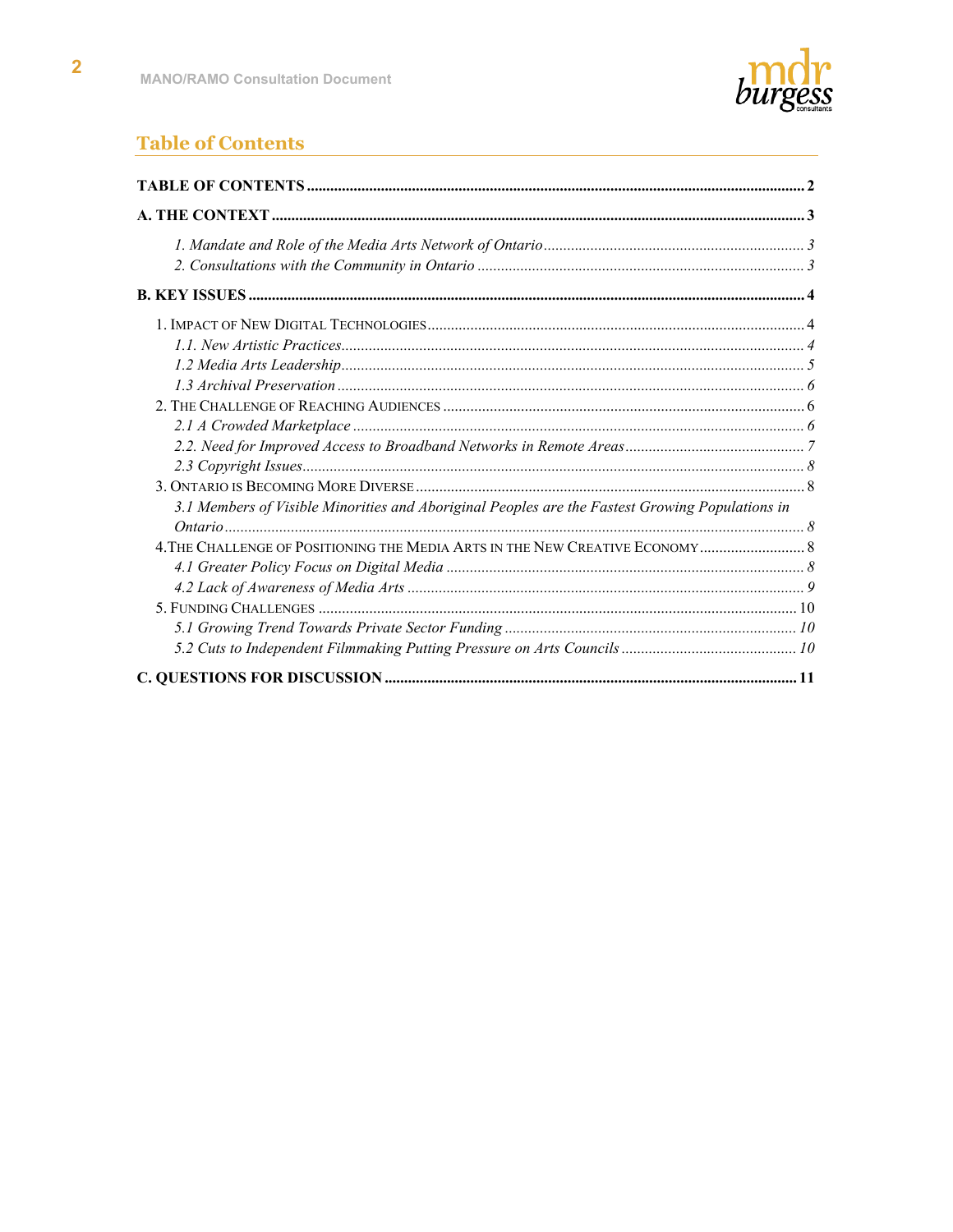## Table of Contents

**TABLE OF CONTENTS** .......... **2**

**A. THE CONTEXT** .......... **3**

- *1. Mandate and Role of the Media Arts Network of Ontario* .......... *3*
- *2. Consultations with the Community in Ontario* .......... *3*

**B. KEY ISSUES** .......... **4**

- 1. Impact of New Digital Technologies .......... 4
  - *1.1. New Artistic Practices* .......... *4*
  - *1.2 Media Arts Leadership* .......... *5*
  - *1.3 Archival Preservation* .......... *6*
- 2. The Challenge of Reaching Audiences .......... 6
  - *2.1 A Crowded Marketplace* .......... *6*
  - *2.2. Need for Improved Access to Broadband Networks in Remote Areas* .......... *7*
  - *2.3 Copyright Issues* .......... *8*
- 3. Ontario is Becoming More Diverse .......... 8
  - *3.1 Members of Visible Minorities and Aboriginal Peoples are the Fastest Growing Populations in Ontario* .......... *8*
- 4. The Challenge of Positioning the Media Arts in the New Creative Economy .......... 8
  - *4.1 Greater Policy Focus on Digital Media* .......... *8*
  - *4.2 Lack of Awareness of Media Arts* .......... *9*
- 5. Funding Challenges .......... 10
  - *5.1 Growing Trend Towards Private Sector Funding* .......... *10*
  - *5.2 Cuts to Independent Filmmaking Putting Pressure on Arts Councils* .......... *10*

**C. QUESTIONS FOR DISCUSSION** .......... **11**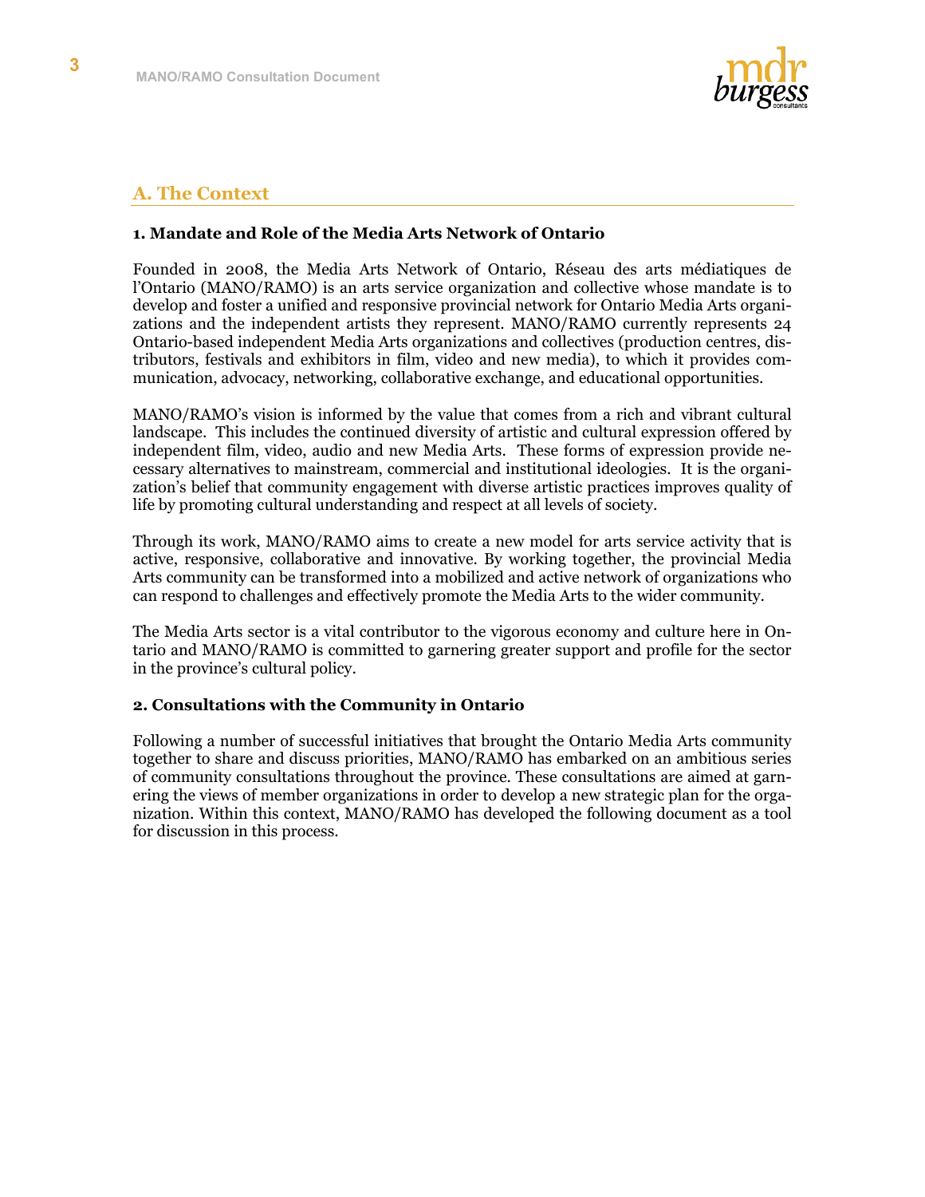## A. The Context

### 1. Mandate and Role of the Media Arts Network of Ontario

Founded in 2008, the Media Arts Network of Ontario, Réseau des arts médiatiques de l'Ontario (MANO/RAMO) is an arts service organization and collective whose mandate is to develop and foster a unified and responsive provincial network for Ontario Media Arts organizations and the independent artists they represent. MANO/RAMO currently represents 24 Ontario-based independent Media Arts organizations and collectives (production centres, distributors, festivals and exhibitors in film, video and new media), to which it provides communication, advocacy, networking, collaborative exchange, and educational opportunities.

MANO/RAMO's vision is informed by the value that comes from a rich and vibrant cultural landscape. This includes the continued diversity of artistic and cultural expression offered by independent film, video, audio and new Media Arts. These forms of expression provide necessary alternatives to mainstream, commercial and institutional ideologies. It is the organization's belief that community engagement with diverse artistic practices improves quality of life by promoting cultural understanding and respect at all levels of society.

Through its work, MANO/RAMO aims to create a new model for arts service activity that is active, responsive, collaborative and innovative. By working together, the provincial Media Arts community can be transformed into a mobilized and active network of organizations who can respond to challenges and effectively promote the Media Arts to the wider community.

The Media Arts sector is a vital contributor to the vigorous economy and culture here in Ontario and MANO/RAMO is committed to garnering greater support and profile for the sector in the province's cultural policy.

### 2. Consultations with the Community in Ontario

Following a number of successful initiatives that brought the Ontario Media Arts community together to share and discuss priorities, MANO/RAMO has embarked on an ambitious series of community consultations throughout the province. These consultations are aimed at garnering the views of member organizations in order to develop a new strategic plan for the organization. Within this context, MANO/RAMO has developed the following document as a tool for discussion in this process.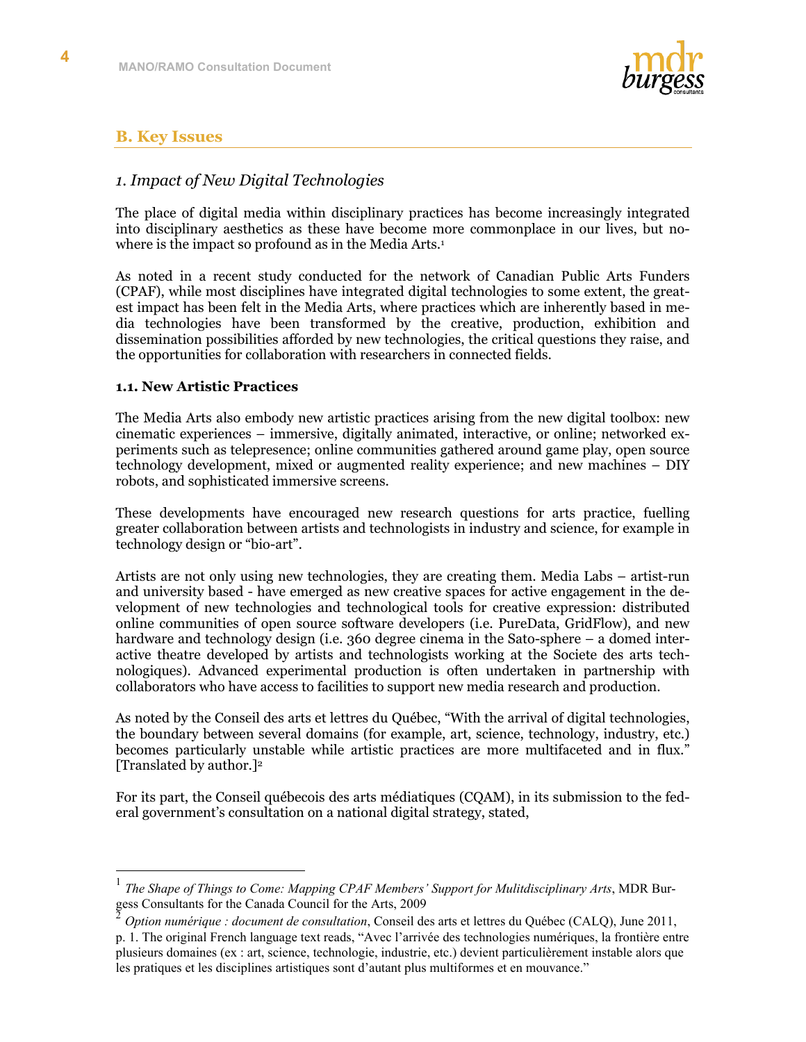## B. Key Issues

### *1. Impact of New Digital Technologies*

The place of digital media within disciplinary practices has become increasingly integrated into disciplinary aesthetics as these have become more commonplace in our lives, but nowhere is the impact so profound as in the Media Arts.[1]

As noted in a recent study conducted for the network of Canadian Public Arts Funders (CPAF), while most disciplines have integrated digital technologies to some extent, the greatest impact has been felt in the Media Arts, where practices which are inherently based in media technologies have been transformed by the creative, production, exhibition and dissemination possibilities afforded by new technologies, the critical questions they raise, and the opportunities for collaboration with researchers in connected fields.

#### 1.1. New Artistic Practices

The Media Arts also embody new artistic practices arising from the new digital toolbox: new cinematic experiences – immersive, digitally animated, interactive, or online; networked experiments such as telepresence; online communities gathered around game play, open source technology development, mixed or augmented reality experience; and new machines – DIY robots, and sophisticated immersive screens.

These developments have encouraged new research questions for arts practice, fuelling greater collaboration between artists and technologists in industry and science, for example in technology design or "bio-art".

Artists are not only using new technologies, they are creating them. Media Labs – artist-run and university based - have emerged as new creative spaces for active engagement in the development of new technologies and technological tools for creative expression: distributed online communities of open source software developers (i.e. PureData, GridFlow), and new hardware and technology design (i.e. 360 degree cinema in the Sato-sphere – a domed interactive theatre developed by artists and technologists working at the Societe des arts technologiques). Advanced experimental production is often undertaken in partnership with collaborators who have access to facilities to support new media research and production.

As noted by the Conseil des arts et lettres du Québec, "With the arrival of digital technologies, the boundary between several domains (for example, art, science, technology, industry, etc.) becomes particularly unstable while artistic practices are more multifaceted and in flux." [Translated by author.][2]

For its part, the Conseil québecois des arts médiatiques (CQAM), in its submission to the federal government's consultation on a national digital strategy, stated,

---

[1] *The Shape of Things to Come: Mapping CPAF Members' Support for Mulitdisciplinary Arts*, MDR Burgess Consultants for the Canada Council for the Arts, 2009

[2] *Option numérique : document de consultation*, Conseil des arts et lettres du Québec (CALQ), June 2011, p. 1. The original French language text reads, "Avec l'arrivée des technologies numériques, la frontière entre plusieurs domaines (ex : art, science, technologie, industrie, etc.) devient particulièrement instable alors que les pratiques et les disciplines artistiques sont d'autant plus multiformes et en mouvance."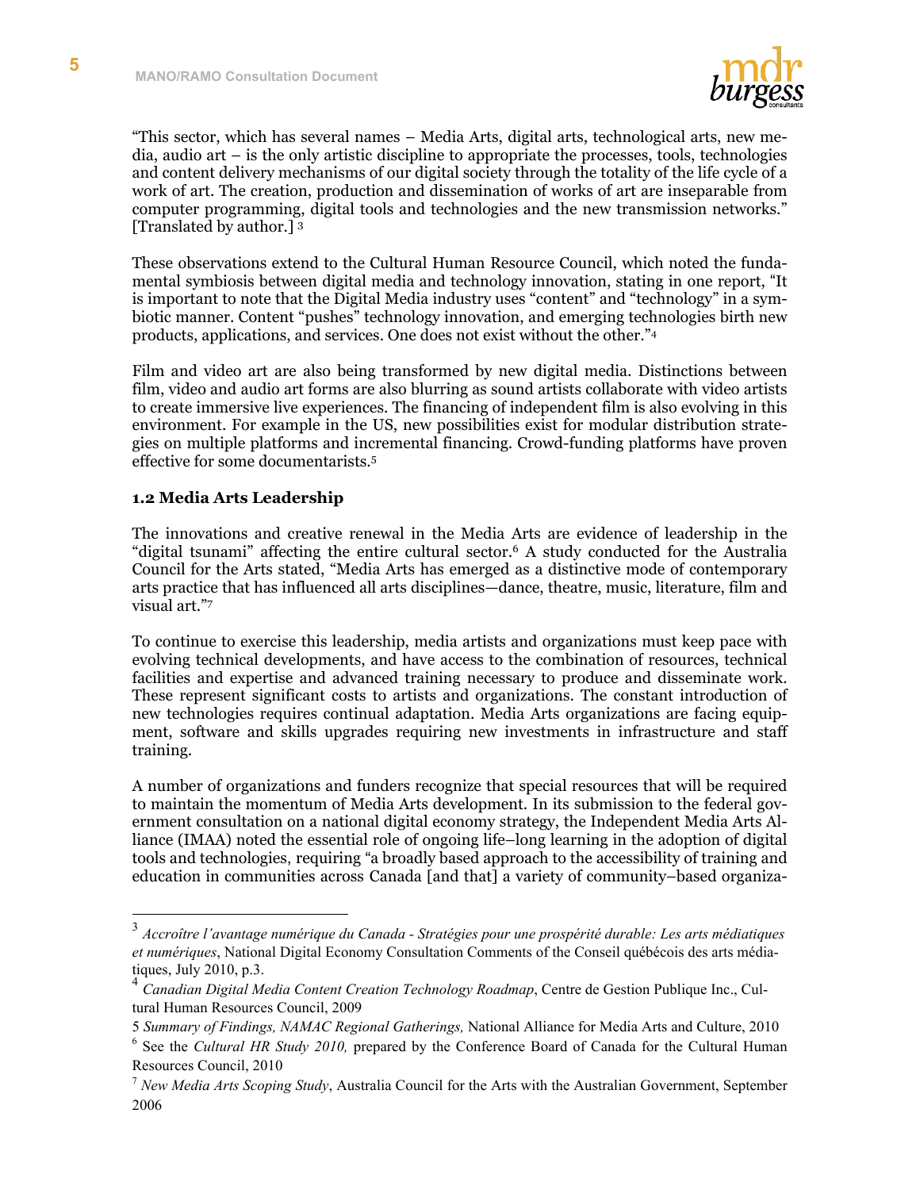"This sector, which has several names – Media Arts, digital arts, technological arts, new media, audio art – is the only artistic discipline to appropriate the processes, tools, technologies and content delivery mechanisms of our digital society through the totality of the life cycle of a work of art. The creation, production and dissemination of works of art are inseparable from computer programming, digital tools and technologies and the new transmission networks." [Translated by author.] [3]

These observations extend to the Cultural Human Resource Council, which noted the fundamental symbiosis between digital media and technology innovation, stating in one report, "It is important to note that the Digital Media industry uses "content" and "technology" in a symbiotic manner. Content "pushes" technology innovation, and emerging technologies birth new products, applications, and services. One does not exist without the other."[4]

Film and video art are also being transformed by new digital media. Distinctions between film, video and audio art forms are also blurring as sound artists collaborate with video artists to create immersive live experiences. The financing of independent film is also evolving in this environment. For example in the US, new possibilities exist for modular distribution strategies on multiple platforms and incremental financing. Crowd-funding platforms have proven effective for some documentarists.[5]

### 1.2 Media Arts Leadership

The innovations and creative renewal in the Media Arts are evidence of leadership in the "digital tsunami" affecting the entire cultural sector.[6] A study conducted for the Australia Council for the Arts stated, "Media Arts has emerged as a distinctive mode of contemporary arts practice that has influenced all arts disciplines—dance, theatre, music, literature, film and visual art."[7]

To continue to exercise this leadership, media artists and organizations must keep pace with evolving technical developments, and have access to the combination of resources, technical facilities and expertise and advanced training necessary to produce and disseminate work. These represent significant costs to artists and organizations. The constant introduction of new technologies requires continual adaptation. Media Arts organizations are facing equipment, software and skills upgrades requiring new investments in infrastructure and staff training.

A number of organizations and funders recognize that special resources that will be required to maintain the momentum of Media Arts development. In its submission to the federal government consultation on a national digital economy strategy, the Independent Media Arts Alliance (IMAA) noted the essential role of ongoing life–long learning in the adoption of digital tools and technologies, requiring "a broadly based approach to the accessibility of training and education in communities across Canada [and that] a variety of community–based organiza-

---

[3] *Accroître l'avantage numérique du Canada - Stratégies pour une prospérité durable: Les arts médiatiques et numériques*, National Digital Economy Consultation Comments of the Conseil québécois des arts médiatiques, July 2010, p.3.

[4] *Canadian Digital Media Content Creation Technology Roadmap*, Centre de Gestion Publique Inc., Cultural Human Resources Council, 2009

[5] *Summary of Findings, NAMAC Regional Gatherings,* National Alliance for Media Arts and Culture, 2010

[6] See the *Cultural HR Study 2010,* prepared by the Conference Board of Canada for the Cultural Human Resources Council, 2010

[7] *New Media Arts Scoping Study*, Australia Council for the Arts with the Australian Government, September 2006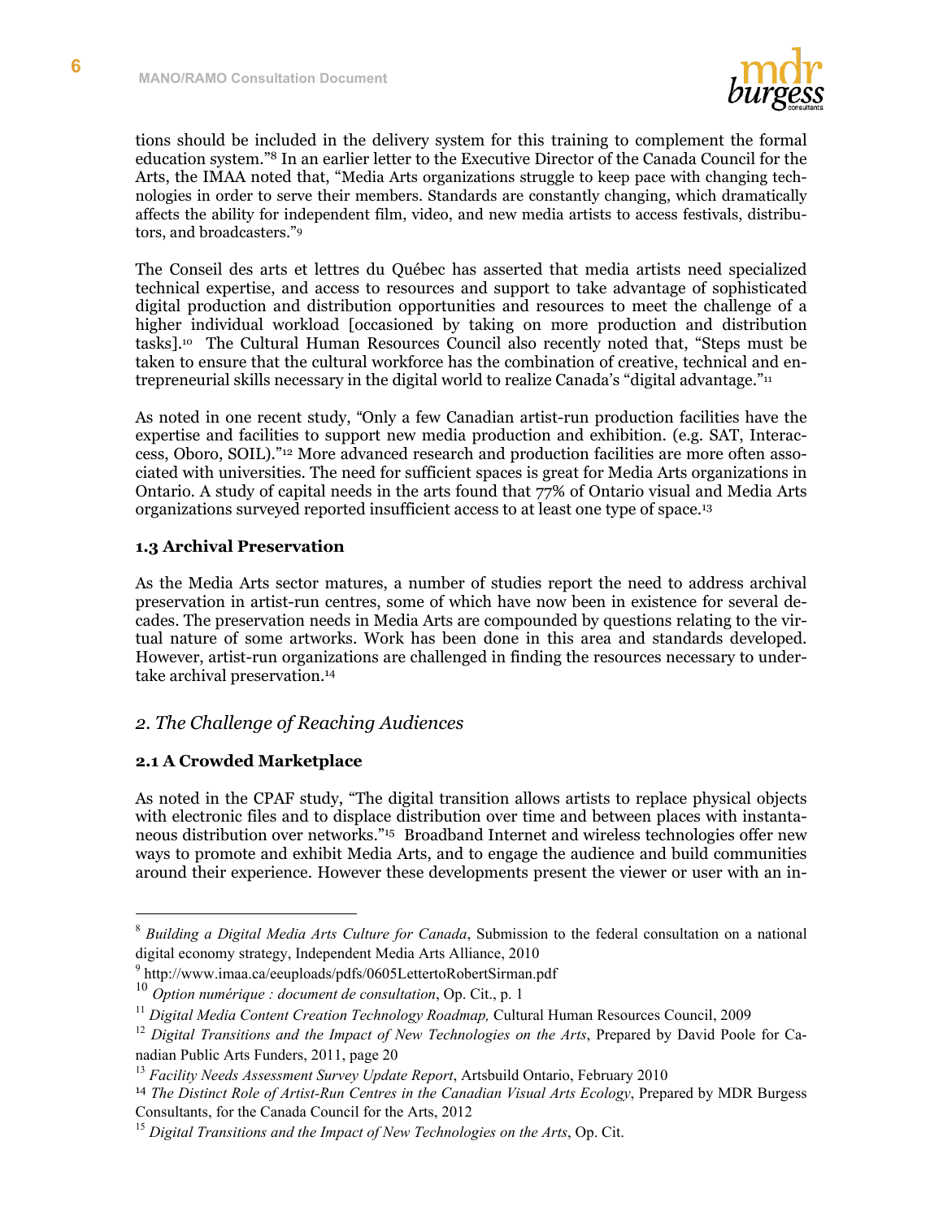tions should be included in the delivery system for this training to complement the formal education system."[8] In an earlier letter to the Executive Director of the Canada Council for the Arts, the IMAA noted that, "Media Arts organizations struggle to keep pace with changing technologies in order to serve their members. Standards are constantly changing, which dramatically affects the ability for independent film, video, and new media artists to access festivals, distributors, and broadcasters."[9]

The Conseil des arts et lettres du Québec has asserted that media artists need specialized technical expertise, and access to resources and support to take advantage of sophisticated digital production and distribution opportunities and resources to meet the challenge of a higher individual workload [occasioned by taking on more production and distribution tasks].[10] The Cultural Human Resources Council also recently noted that, "Steps must be taken to ensure that the cultural workforce has the combination of creative, technical and entrepreneurial skills necessary in the digital world to realize Canada's "digital advantage."[11]

As noted in one recent study, "Only a few Canadian artist-run production facilities have the expertise and facilities to support new media production and exhibition. (e.g. SAT, Interaccess, Oboro, SOIL)."[12] More advanced research and production facilities are more often associated with universities. The need for sufficient spaces is great for Media Arts organizations in Ontario. A study of capital needs in the arts found that 77% of Ontario visual and Media Arts organizations surveyed reported insufficient access to at least one type of space.[13]

### 1.3 Archival Preservation

As the Media Arts sector matures, a number of studies report the need to address archival preservation in artist-run centres, some of which have now been in existence for several decades. The preservation needs in Media Arts are compounded by questions relating to the virtual nature of some artworks. Work has been done in this area and standards developed. However, artist-run organizations are challenged in finding the resources necessary to undertake archival preservation.[14]

## *2. The Challenge of Reaching Audiences*

### 2.1 A Crowded Marketplace

As noted in the CPAF study, "The digital transition allows artists to replace physical objects with electronic files and to displace distribution over time and between places with instantaneous distribution over networks."[15] Broadband Internet and wireless technologies offer new ways to promote and exhibit Media Arts, and to engage the audience and build communities around their experience. However these developments present the viewer or user with an in-

---

[8] *Building a Digital Media Arts Culture for Canada*, Submission to the federal consultation on a national digital economy strategy, Independent Media Arts Alliance, 2010

[9] http://www.imaa.ca/eeuploads/pdfs/0605LettertoRobertSirman.pdf

[10] *Option numérique : document de consultation*, Op. Cit., p. 1

[11] *Digital Media Content Creation Technology Roadmap,* Cultural Human Resources Council, 2009

[12] *Digital Transitions and the Impact of New Technologies on the Arts*, Prepared by David Poole for Canadian Public Arts Funders, 2011, page 20

[13] *Facility Needs Assessment Survey Update Report*, Artsbuild Ontario, February 2010

[14] *The Distinct Role of Artist-Run Centres in the Canadian Visual Arts Ecology*, Prepared by MDR Burgess Consultants, for the Canada Council for the Arts, 2012

[15] *Digital Transitions and the Impact of New Technologies on the Arts*, Op. Cit.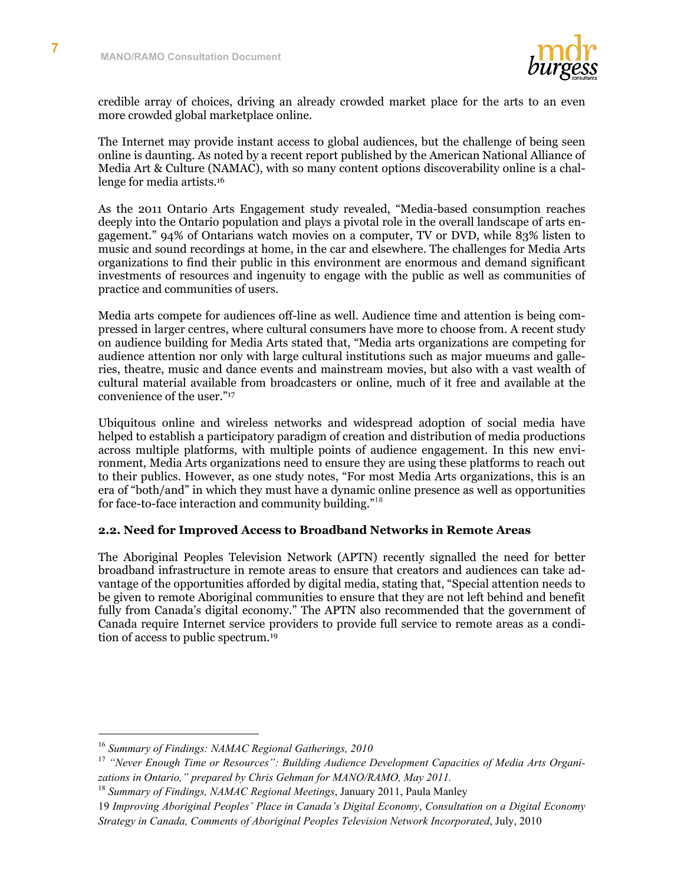credible array of choices, driving an already crowded market place for the arts to an even more crowded global marketplace online.

The Internet may provide instant access to global audiences, but the challenge of being seen online is daunting. As noted by a recent report published by the American National Alliance of Media Art & Culture (NAMAC), with so many content options discoverability online is a challenge for media artists.[16]

As the 2011 Ontario Arts Engagement study revealed, "Media-based consumption reaches deeply into the Ontario population and plays a pivotal role in the overall landscape of arts engagement." 94% of Ontarians watch movies on a computer, TV or DVD, while 83% listen to music and sound recordings at home, in the car and elsewhere. The challenges for Media Arts organizations to find their public in this environment are enormous and demand significant investments of resources and ingenuity to engage with the public as well as communities of practice and communities of users.

Media arts compete for audiences off-line as well. Audience time and attention is being compressed in larger centres, where cultural consumers have more to choose from. A recent study on audience building for Media Arts stated that, "Media arts organizations are competing for audience attention nor only with large cultural institutions such as major mueums and galleries, theatre, music and dance events and mainstream movies, but also with a vast wealth of cultural material available from broadcasters or online, much of it free and available at the convenience of the user."[17]

Ubiquitous online and wireless networks and widespread adoption of social media have helped to establish a participatory paradigm of creation and distribution of media productions across multiple platforms, with multiple points of audience engagement. In this new environment, Media Arts organizations need to ensure they are using these platforms to reach out to their publics. However, as one study notes, "For most Media Arts organizations, this is an era of "both/and" in which they must have a dynamic online presence as well as opportunities for face-to-face interaction and community building."[18]

### 2.2. Need for Improved Access to Broadband Networks in Remote Areas

The Aboriginal Peoples Television Network (APTN) recently signalled the need for better broadband infrastructure in remote areas to ensure that creators and audiences can take advantage of the opportunities afforded by digital media, stating that, "Special attention needs to be given to remote Aboriginal communities to ensure that they are not left behind and benefit fully from Canada's digital economy." The APTN also recommended that the government of Canada require Internet service providers to provide full service to remote areas as a condition of access to public spectrum.[19]

---

[16] *Summary of Findings: NAMAC Regional Gatherings, 2010*

[17] *"Never Enough Time or Resources": Building Audience Development Capacities of Media Arts Organizations in Ontario," prepared by Chris Gehman for MANO/RAMO, May 2011.*

[18] *Summary of Findings, NAMAC Regional Meetings*, January 2011, Paula Manley

19 *Improving Aboriginal Peoples' Place in Canada's Digital Economy*, *Consultation on a Digital Economy Strategy in Canada, Comments of Aboriginal Peoples Television Network Incorporated*, July, 2010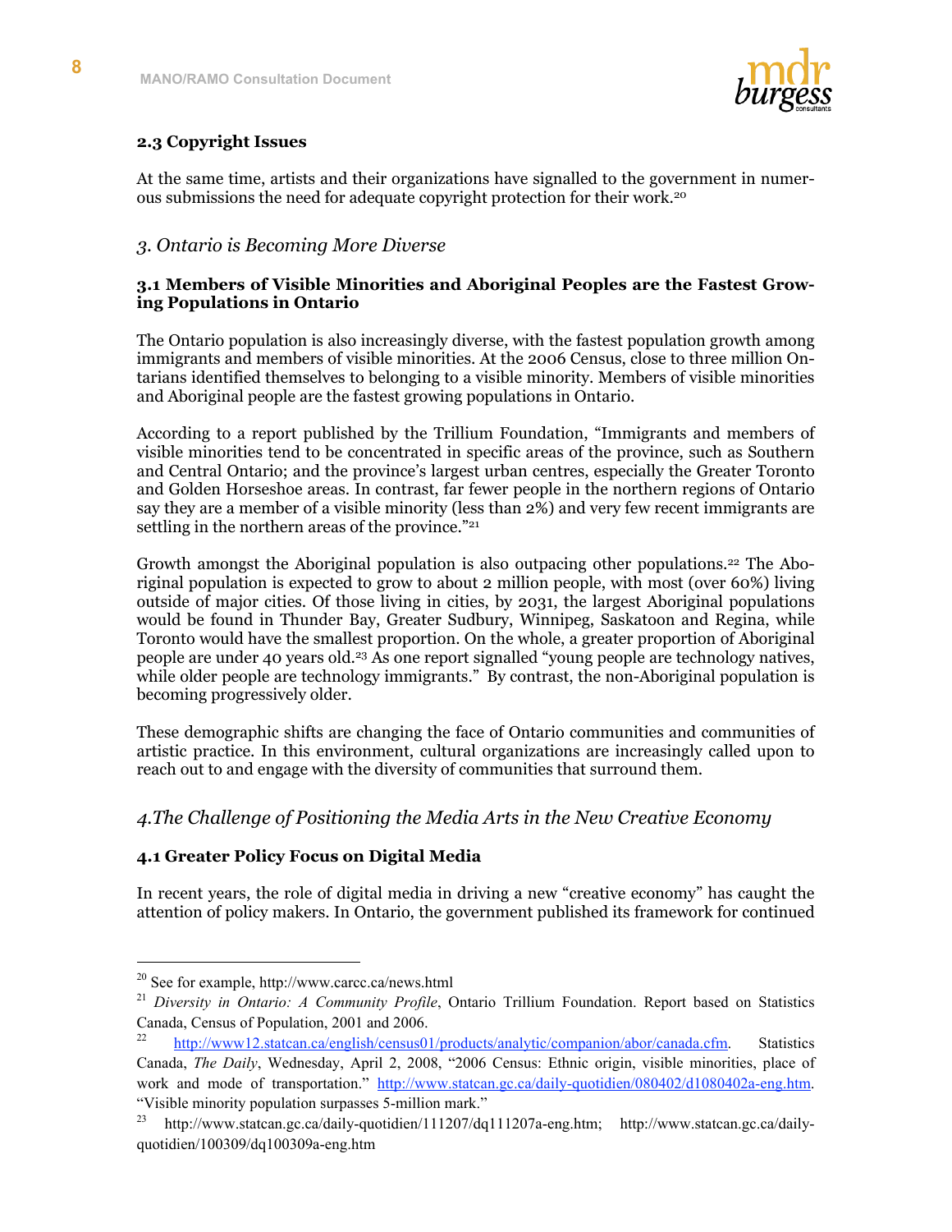### 2.3 Copyright Issues

At the same time, artists and their organizations have signalled to the government in numerous submissions the need for adequate copyright protection for their work.[20]

## *3. Ontario is Becoming More Diverse*

### 3.1 Members of Visible Minorities and Aboriginal Peoples are the Fastest Growing Populations in Ontario

The Ontario population is also increasingly diverse, with the fastest population growth among immigrants and members of visible minorities. At the 2006 Census, close to three million Ontarians identified themselves to belonging to a visible minority. Members of visible minorities and Aboriginal people are the fastest growing populations in Ontario.

According to a report published by the Trillium Foundation, "Immigrants and members of visible minorities tend to be concentrated in specific areas of the province, such as Southern and Central Ontario; and the province's largest urban centres, especially the Greater Toronto and Golden Horseshoe areas. In contrast, far fewer people in the northern regions of Ontario say they are a member of a visible minority (less than 2%) and very few recent immigrants are settling in the northern areas of the province."[21]

Growth amongst the Aboriginal population is also outpacing other populations.[22] The Aboriginal population is expected to grow to about 2 million people, with most (over 60%) living outside of major cities. Of those living in cities, by 2031, the largest Aboriginal populations would be found in Thunder Bay, Greater Sudbury, Winnipeg, Saskatoon and Regina, while Toronto would have the smallest proportion. On the whole, a greater proportion of Aboriginal people are under 40 years old.[23] As one report signalled "young people are technology natives, while older people are technology immigrants." By contrast, the non-Aboriginal population is becoming progressively older.

These demographic shifts are changing the face of Ontario communities and communities of artistic practice. In this environment, cultural organizations are increasingly called upon to reach out to and engage with the diversity of communities that surround them.

## *4.The Challenge of Positioning the Media Arts in the New Creative Economy*

### 4.1 Greater Policy Focus on Digital Media

In recent years, the role of digital media in driving a new "creative economy" has caught the attention of policy makers. In Ontario, the government published its framework for continued

---

[20] See for example, http://www.carcc.ca/news.html

[21] *Diversity in Ontario: A Community Profile*, Ontario Trillium Foundation. Report based on Statistics Canada, Census of Population, 2001 and 2006.

[22] http://www12.statcan.ca/english/census01/products/analytic/companion/abor/canada.cfm. Statistics Canada, *The Daily*, Wednesday, April 2, 2008, "2006 Census: Ethnic origin, visible minorities, place of work and mode of transportation." http://www.statcan.gc.ca/daily-quotidien/080402/d1080402a-eng.htm. "Visible minority population surpasses 5-million mark."

[23] http://www.statcan.gc.ca/daily-quotidien/111207/dq111207a-eng.htm; http://www.statcan.gc.ca/daily-quotidien/100309/dq100309a-eng.htm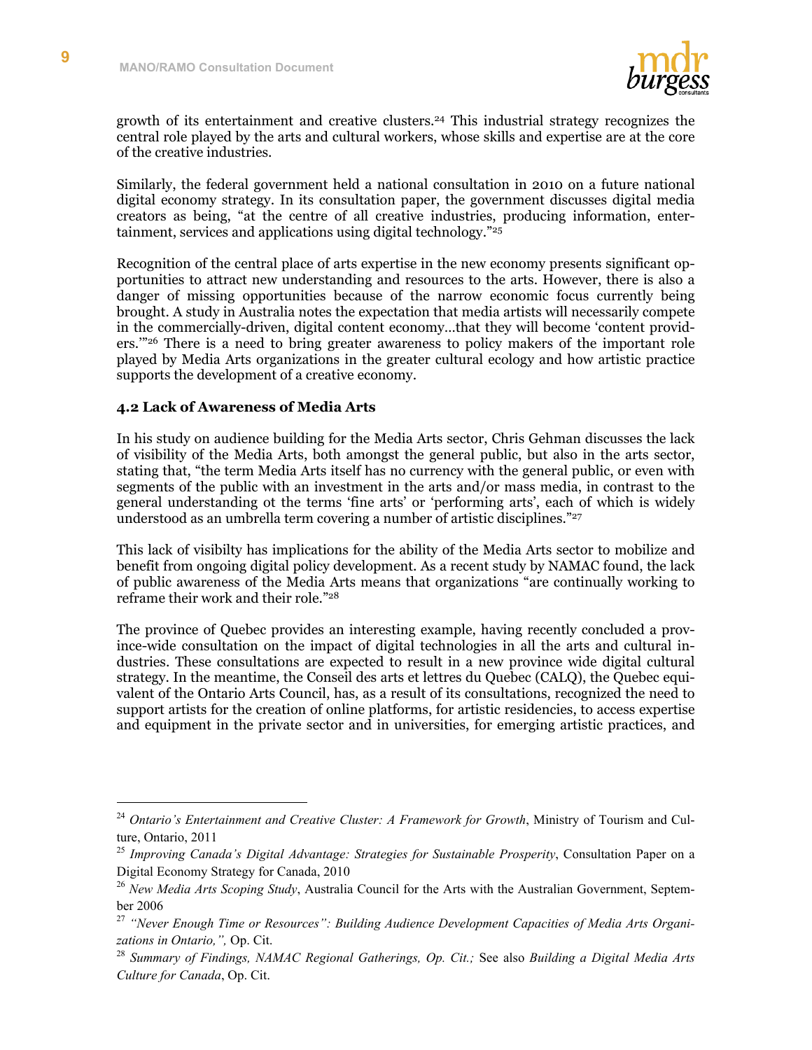growth of its entertainment and creative clusters.[24] This industrial strategy recognizes the central role played by the arts and cultural workers, whose skills and expertise are at the core of the creative industries.

Similarly, the federal government held a national consultation in 2010 on a future national digital economy strategy. In its consultation paper, the government discusses digital media creators as being, "at the centre of all creative industries, producing information, entertainment, services and applications using digital technology."[25]

Recognition of the central place of arts expertise in the new economy presents significant opportunities to attract new understanding and resources to the arts. However, there is also a danger of missing opportunities because of the narrow economic focus currently being brought. A study in Australia notes the expectation that media artists will necessarily compete in the commercially-driven, digital content economy…that they will become 'content providers.'"[26] There is a need to bring greater awareness to policy makers of the important role played by Media Arts organizations in the greater cultural ecology and how artistic practice supports the development of a creative economy.

### 4.2 Lack of Awareness of Media Arts

In his study on audience building for the Media Arts sector, Chris Gehman discusses the lack of visibility of the Media Arts, both amongst the general public, but also in the arts sector, stating that, "the term Media Arts itself has no currency with the general public, or even with segments of the public with an investment in the arts and/or mass media, in contrast to the general understanding ot the terms 'fine arts' or 'performing arts', each of which is widely understood as an umbrella term covering a number of artistic disciplines."[27]

This lack of visibilty has implications for the ability of the Media Arts sector to mobilize and benefit from ongoing digital policy development. As a recent study by NAMAC found, the lack of public awareness of the Media Arts means that organizations "are continually working to reframe their work and their role."[28]

The province of Quebec provides an interesting example, having recently concluded a province-wide consultation on the impact of digital technologies in all the arts and cultural industries. These consultations are expected to result in a new province wide digital cultural strategy. In the meantime, the Conseil des arts et lettres du Quebec (CALQ), the Quebec equivalent of the Ontario Arts Council, has, as a result of its consultations, recognized the need to support artists for the creation of online platforms, for artistic residencies, to access expertise and equipment in the private sector and in universities, for emerging artistic practices, and

---

[24] *Ontario's Entertainment and Creative Cluster: A Framework for Growth*, Ministry of Tourism and Culture, Ontario, 2011

[25] *Improving Canada's Digital Advantage: Strategies for Sustainable Prosperity*, Consultation Paper on a Digital Economy Strategy for Canada, 2010

[26] *New Media Arts Scoping Study*, Australia Council for the Arts with the Australian Government, September 2006

[27] *"Never Enough Time or Resources": Building Audience Development Capacities of Media Arts Organizations in Ontario,",* Op. Cit.

[28] *Summary of Findings, NAMAC Regional Gatherings, Op. Cit.;* See also *Building a Digital Media Arts Culture for Canada*, Op. Cit.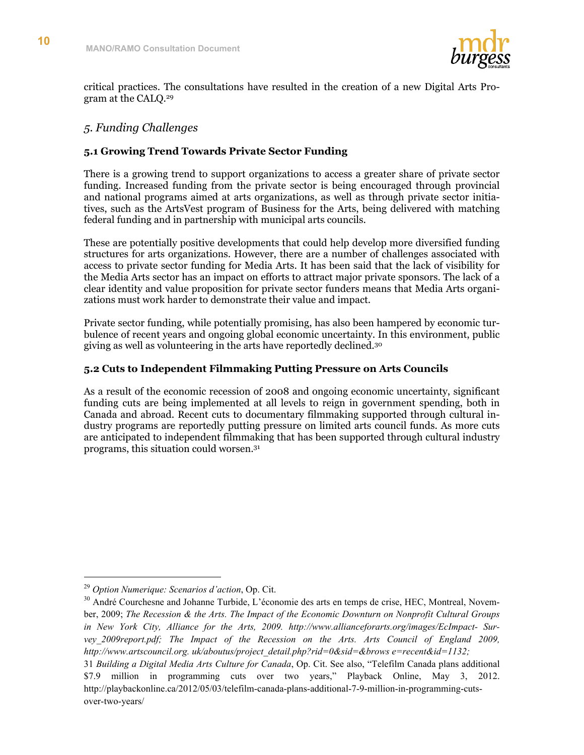critical practices. The consultations have resulted in the creation of a new Digital Arts Program at the CALQ.[29]

## *5. Funding Challenges*

### 5.1 Growing Trend Towards Private Sector Funding

There is a growing trend to support organizations to access a greater share of private sector funding. Increased funding from the private sector is being encouraged through provincial and national programs aimed at arts organizations, as well as through private sector initiatives, such as the ArtsVest program of Business for the Arts, being delivered with matching federal funding and in partnership with municipal arts councils.

These are potentially positive developments that could help develop more diversified funding structures for arts organizations. However, there are a number of challenges associated with access to private sector funding for Media Arts. It has been said that the lack of visibility for the Media Arts sector has an impact on efforts to attract major private sponsors. The lack of a clear identity and value proposition for private sector funders means that Media Arts organizations must work harder to demonstrate their value and impact.

Private sector funding, while potentially promising, has also been hampered by economic turbulence of recent years and ongoing global economic uncertainty. In this environment, public giving as well as volunteering in the arts have reportedly declined.[30]

### 5.2 Cuts to Independent Filmmaking Putting Pressure on Arts Councils

As a result of the economic recession of 2008 and ongoing economic uncertainty, significant funding cuts are being implemented at all levels to reign in government spending, both in Canada and abroad. Recent cuts to documentary filmmaking supported through cultural industry programs are reportedly putting pressure on limited arts council funds. As more cuts are anticipated to independent filmmaking that has been supported through cultural industry programs, this situation could worsen.[31]

---

[29] *Option Numerique: Scenarios d'action*, Op. Cit.

[30] André Courchesne and Johanne Turbide, L'économie des arts en temps de crise, HEC, Montreal, November, 2009; *The Recession & the Arts. The Impact of the Economic Downturn on Nonprofit Cultural Groups in New York City, Alliance for the Arts, 2009. http://www.allianceforarts.org/images/EcImpact- Survey_2009report.pdf; The Impact of the Recession on the Arts. Arts Council of England 2009, http://www.artscouncil.org. uk/aboutus/project_detail.php?rid=0&sid=&brows e=recent&id=1132;*

[31] *Building a Digital Media Arts Culture for Canada*, Op. Cit. See also, "Telefilm Canada plans additional $7.9 million in programming cuts over two years," Playback Online, May 3, 2012. http://playbackonline.ca/2012/05/03/telefilm-canada-plans-additional-7-9-million-in-programming-cuts-over-two-years/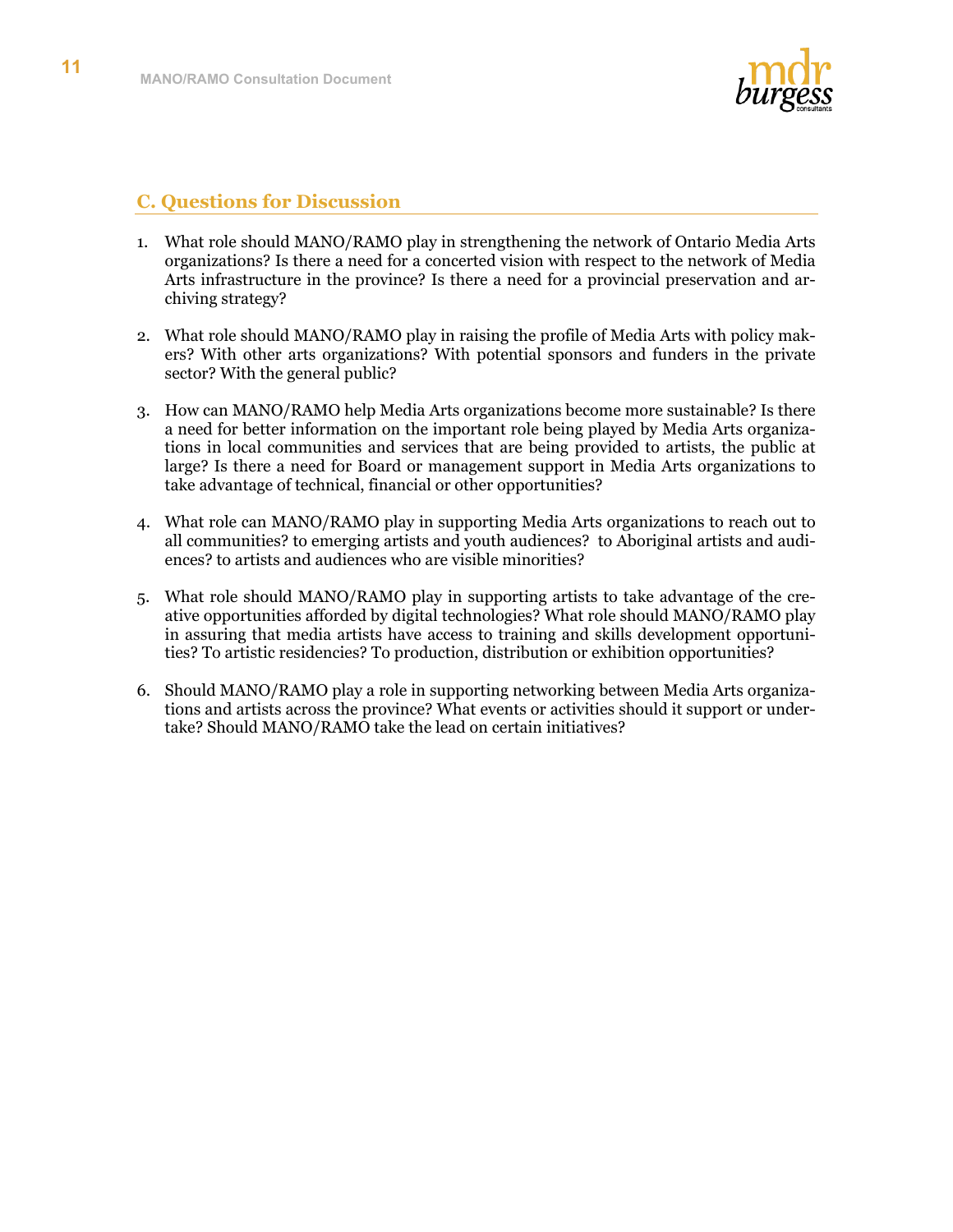## C. Questions for Discussion

1. What role should MANO/RAMO play in strengthening the network of Ontario Media Arts organizations? Is there a need for a concerted vision with respect to the network of Media Arts infrastructure in the province? Is there a need for a provincial preservation and archiving strategy?

2. What role should MANO/RAMO play in raising the profile of Media Arts with policy makers? With other arts organizations? With potential sponsors and funders in the private sector? With the general public?

3. How can MANO/RAMO help Media Arts organizations become more sustainable? Is there a need for better information on the important role being played by Media Arts organizations in local communities and services that are being provided to artists, the public at large? Is there a need for Board or management support in Media Arts organizations to take advantage of technical, financial or other opportunities?

4. What role can MANO/RAMO play in supporting Media Arts organizations to reach out to all communities? to emerging artists and youth audiences? to Aboriginal artists and audiences? to artists and audiences who are visible minorities?

5. What role should MANO/RAMO play in supporting artists to take advantage of the creative opportunities afforded by digital technologies? What role should MANO/RAMO play in assuring that media artists have access to training and skills development opportunities? To artistic residencies? To production, distribution or exhibition opportunities?

6. Should MANO/RAMO play a role in supporting networking between Media Arts organizations and artists across the province? What events or activities should it support or undertake? Should MANO/RAMO take the lead on certain initiatives?